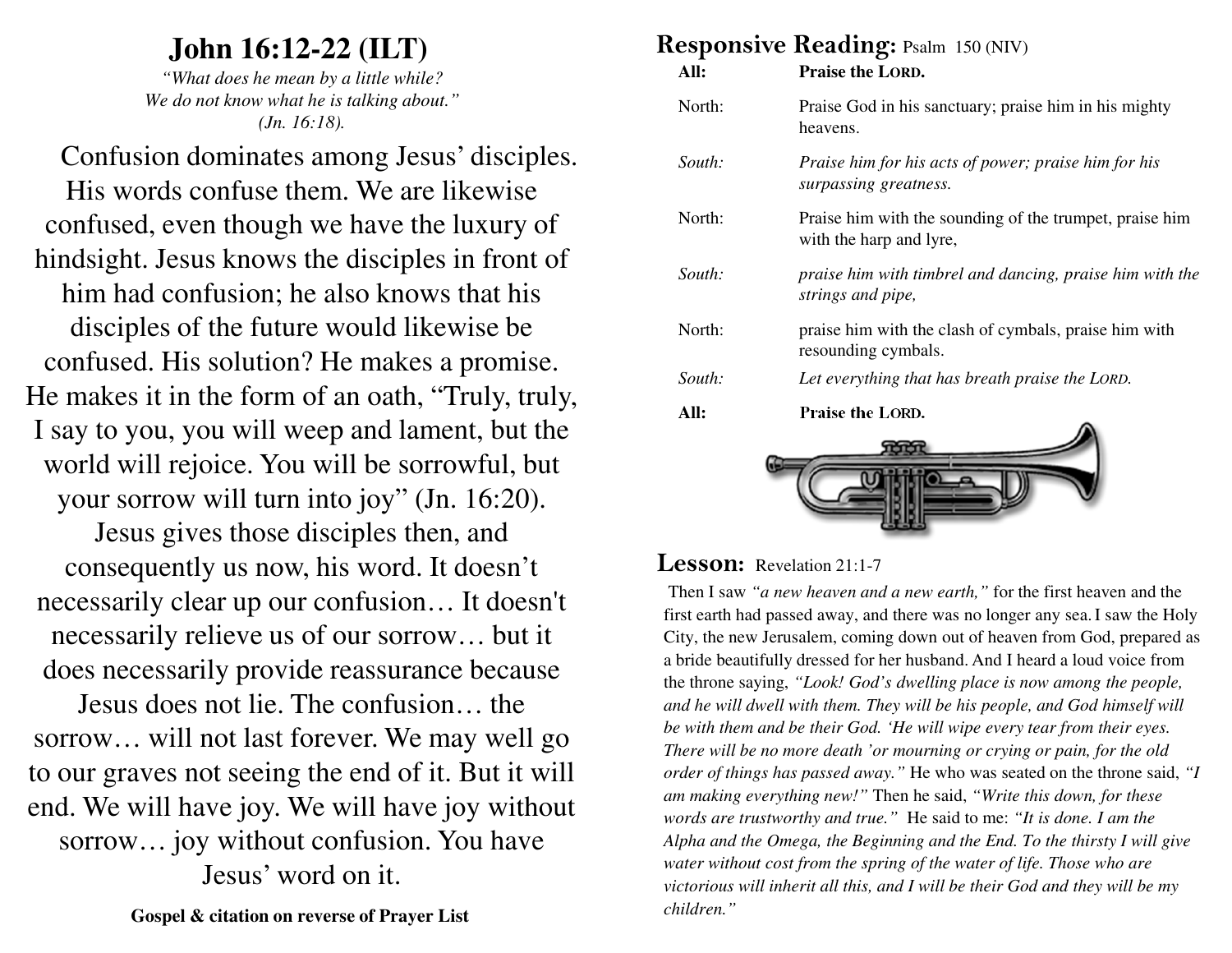# John 16:12-22 (ILT)

*"What does he mean by a little while? We do not know what he is talking about." (Jn. 16:18).*

Confusion dominates among Jesus' disciples. His words confuse them. We are likewise confused, even though we have the luxury of hindsight. Jesus knows the disciples in front of him had confusion; he also knows that his disciples of the future would likewise be confused. His solution? He makes a promise. He makes it in the form of an oath, "Truly, truly, I say to you, you will weep and lament, but the world will rejoice. You will be sorrowful, but your sorrow will turn into joy" (Jn. 16:20). Jesus gives those disciples then, and consequently us now, his word. It doesn't necessarily clear up our confusion… It doesn't necessarily relieve us of our sorrow… but it does necessarily provide reassurance because Jesus does not lie. The confusion… the sorrow… will not last forever. We may well go to our graves not seeing the end of it. But it will end. We will have joy. We will have joy without sorrow… joy without confusion. You have Jesus' word on it.

**Gospel & citation on reverse of Prayer List**

## Responsive Reading: Psalm 150 (NIV)

| | |
|---|---|
| **All:** | **Praise the LORD.** |
| North: | Praise God in his sanctuary; praise him in his mighty heavens. |
| *South:* | *Praise him for his acts of power; praise him for his surpassing greatness.* |
| North: | Praise him with the sounding of the trumpet, praise him with the harp and lyre, |
| *South:* | *praise him with timbrel and dancing, praise him with the strings and pipe,* |
| North: | praise him with the clash of cymbals, praise him with resounding cymbals. |
| *South:* | *Let everything that has breath praise the LORD.* |
| **All:** | **Praise the LORD.** |

## Lesson: Revelation 21:1-7

Then I saw *"a new heaven and a new earth,"* for the first heaven and the first earth had passed away, and there was no longer any sea. I saw the Holy City, the new Jerusalem, coming down out of heaven from God, prepared as a bride beautifully dressed for her husband. And I heard a loud voice from the throne saying, *"Look! God's dwelling place is now among the people, and he will dwell with them. They will be his people, and God himself will be with them and be their God. 'He will wipe every tear from their eyes. There will be no more death 'or mourning or crying or pain, for the old order of things has passed away."* He who was seated on the throne said, *"I am making everything new!"* Then he said, *"Write this down, for these words are trustworthy and true."* He said to me: *"It is done. I am the Alpha and the Omega, the Beginning and the End. To the thirsty I will give water without cost from the spring of the water of life. Those who are victorious will inherit all this, and I will be their God and they will be my children."*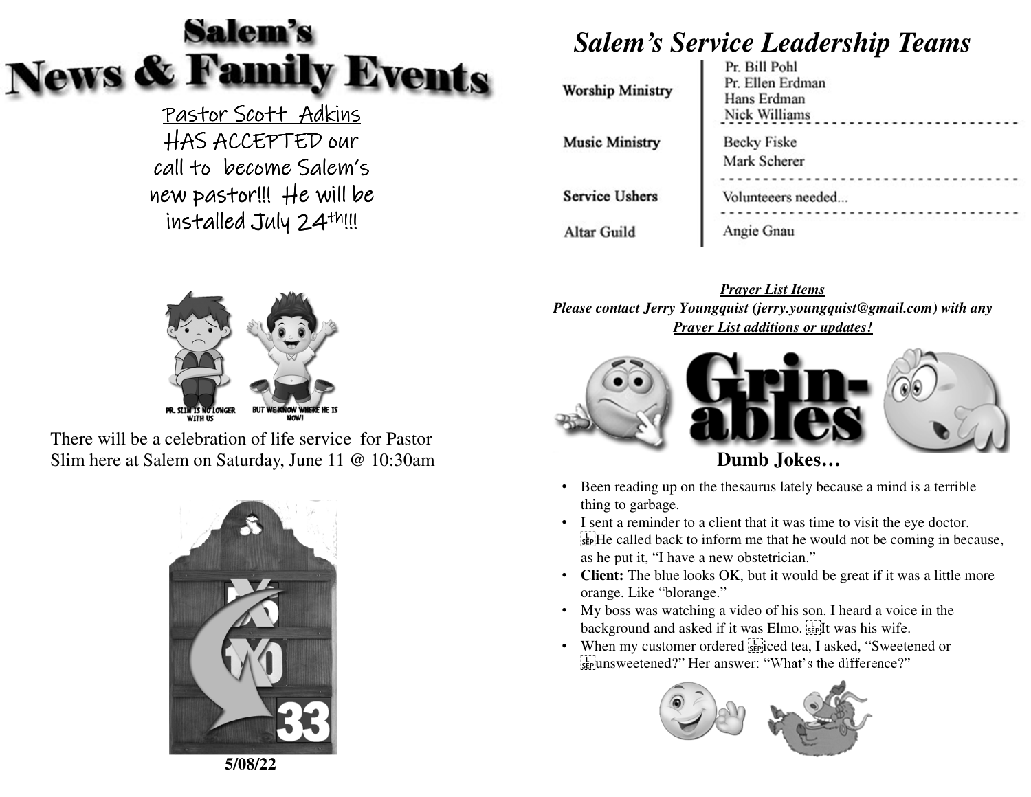# Salem's News & Family Events

Pastor Scott Adkins HAS ACCEPTED our call to become Salem's new pastor!!! He will be installed July 24th!!!

PR. SLIM IS NO LONGER WITH US

BUT WE KNOW WHERE HE IS NOW!

There will be a celebration of life service for Pastor Slim here at Salem on Saturday, June 11 @ 10:30am

33

**5/08/22**

# *Salem's Service Leadership Teams*

| | |
|---|---|
| Worship Ministry | Pr. Bill Pohl<br>Pr. Ellen Erdman<br>Hans Erdman<br>Nick Williams |
| Music Ministry | Becky Fiske<br>Mark Scherer |
| Service Ushers | Volunteeers needed... |
| Altar Guild | Angie Gnau |

***Prayer List Items***

***Please contact Jerry Youngquist (jerry.youngquist@gmail.com) with any Prayer List additions or updates!***

# Grin-ables

**Dumb Jokes…**

- Been reading up on the thesaurus lately because a mind is a terrible thing to garbage.
- I sent a reminder to a client that it was time to visit the eye doctor. He called back to inform me that he would not be coming in because, as he put it, "I have a new obstetrician."
- **Client:** The blue looks OK, but it would be great if it was a little more orange. Like "blorange."
- My boss was watching a video of his son. I heard a voice in the background and asked if it was Elmo. It was his wife.
- When my customer ordered iced tea, I asked, "Sweetened or unsweetened?" Her answer: "What's the difference?"